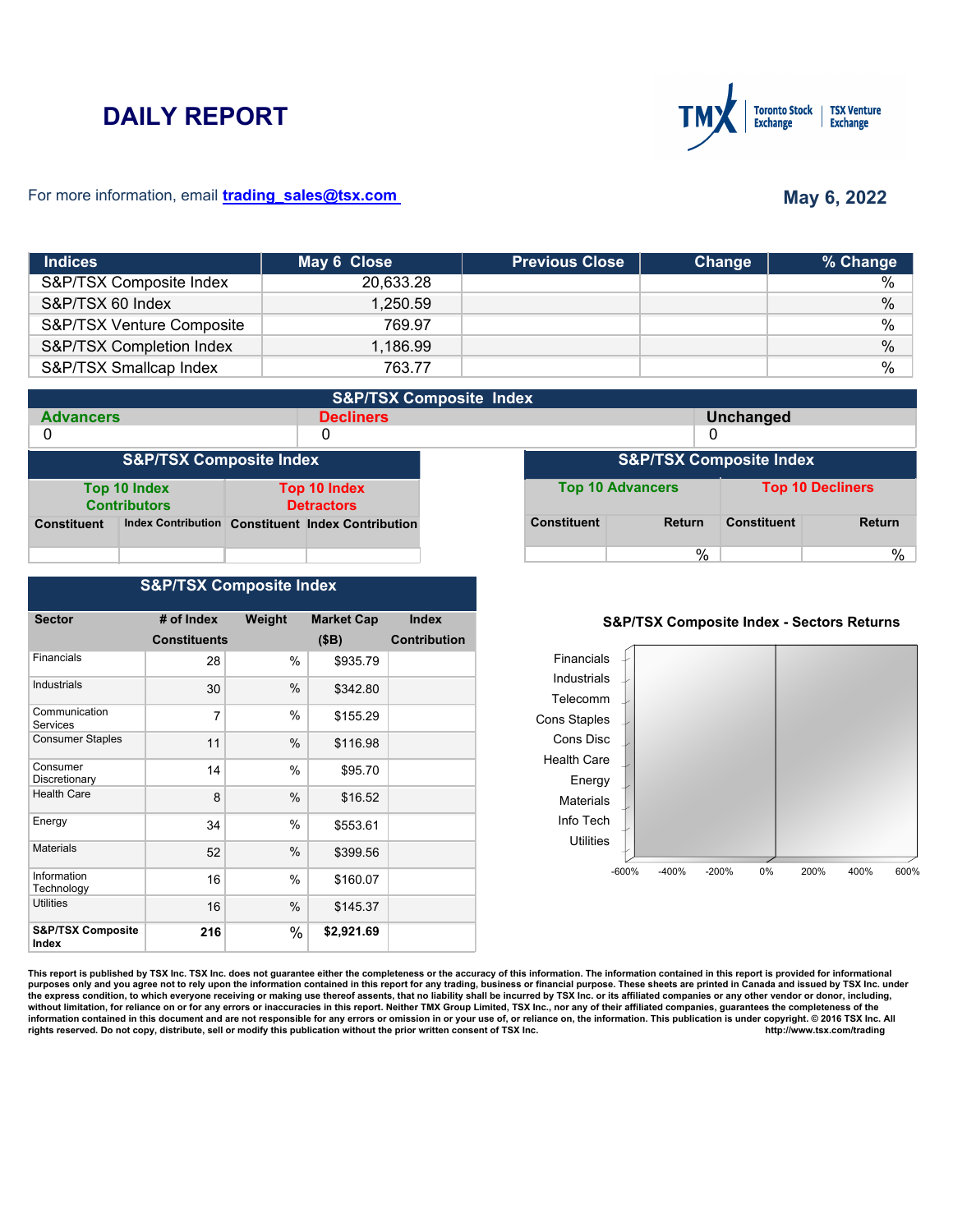# DAILY REPORT

For more information, email trading_sales@tsx.com

**May 6, 2022**

| Indices | May 6 Close | Previous Close | Change | % Change |
|---|---|---|---|---|
| S&P/TSX Composite Index | 20,633.28 | | | % |
| S&P/TSX 60 Index | 1,250.59 | | | % |
| S&P/TSX Venture Composite | 769.97 | | | % |
| S&P/TSX Completion Index | 1,186.99 | | | % |
| S&P/TSX Smallcap Index | 763.77 | | | % |

## S&P/TSX Composite Index

| Advancers | Decliners | Unchanged |
|---|---|---|
| 0 | 0 | 0 |

## S&P/TSX Composite Index

| Top 10 Index Contributors | | Top 10 Index Detractors | |
|---|---|---|---|
| Constituent | Index Contribution | Constituent | Index Contribution |
| | | | |

## S&P/TSX Composite Index

| Top 10 Advancers | | Top 10 Decliners | |
|---|---|---|---|
| Constituent | Return | Constituent | Return |
| | % | | % |

## S&P/TSX Composite Index

| Sector | # of Index Constituents | Weight | Market Cap ($B) | Index Contribution |
|---|---|---|---|---|
| Financials | 28 | % | $935.79 | |
| Industrials | 30 | % | $342.80 | |
| Communication Services | 7 | % | $155.29 | |
| Consumer Staples | 11 | % | $116.98 | |
| Consumer Discretionary | 14 | % | $95.70 | |
| Health Care | 8 | % | $16.52 | |
| Energy | 34 | % | $553.61 | |
| Materials | 52 | % | $399.56 | |
| Information Technology | 16 | % | $160.07 | |
| Utilities | 16 | % | $145.37 | |
| **S&P/TSX Composite Index** | **216** | % | **$2,921.69** | |

**S&P/TSX Composite Index - Sectors Returns**

Financials, Industrials, Telecomm, Cons Staples, Cons Disc, Health Care, Energy, Materials, Info Tech, Utilities

-600% -400% -200% 0% 200% 400% 600%

This report is published by TSX Inc. TSX Inc. does not guarantee either the completeness or the accuracy of this information. The information contained in this report is provided for informational purposes only and you agree not to rely upon the information contained in this report for any trading, business or financial purpose. These sheets are printed in Canada and issued by TSX Inc. under the express condition, to which everyone receiving or making use thereof assents, that no liability shall be incurred by TSX Inc. or its affiliated companies or any other vendor or donor, including, without limitation, for reliance on or for any errors or inaccuracies in this report. Neither TMX Group Limited, TSX Inc., nor any of their affiliated companies, guarantees the completeness of the information contained in this document and are not responsible for any errors or omission in or your use of, or reliance on, the information. This publication is under copyright. © 2016 TSX Inc. All rights reserved. Do not copy, distribute, sell or modify this publication without the prior written consent of TSX Inc. http://www.tsx.com/trading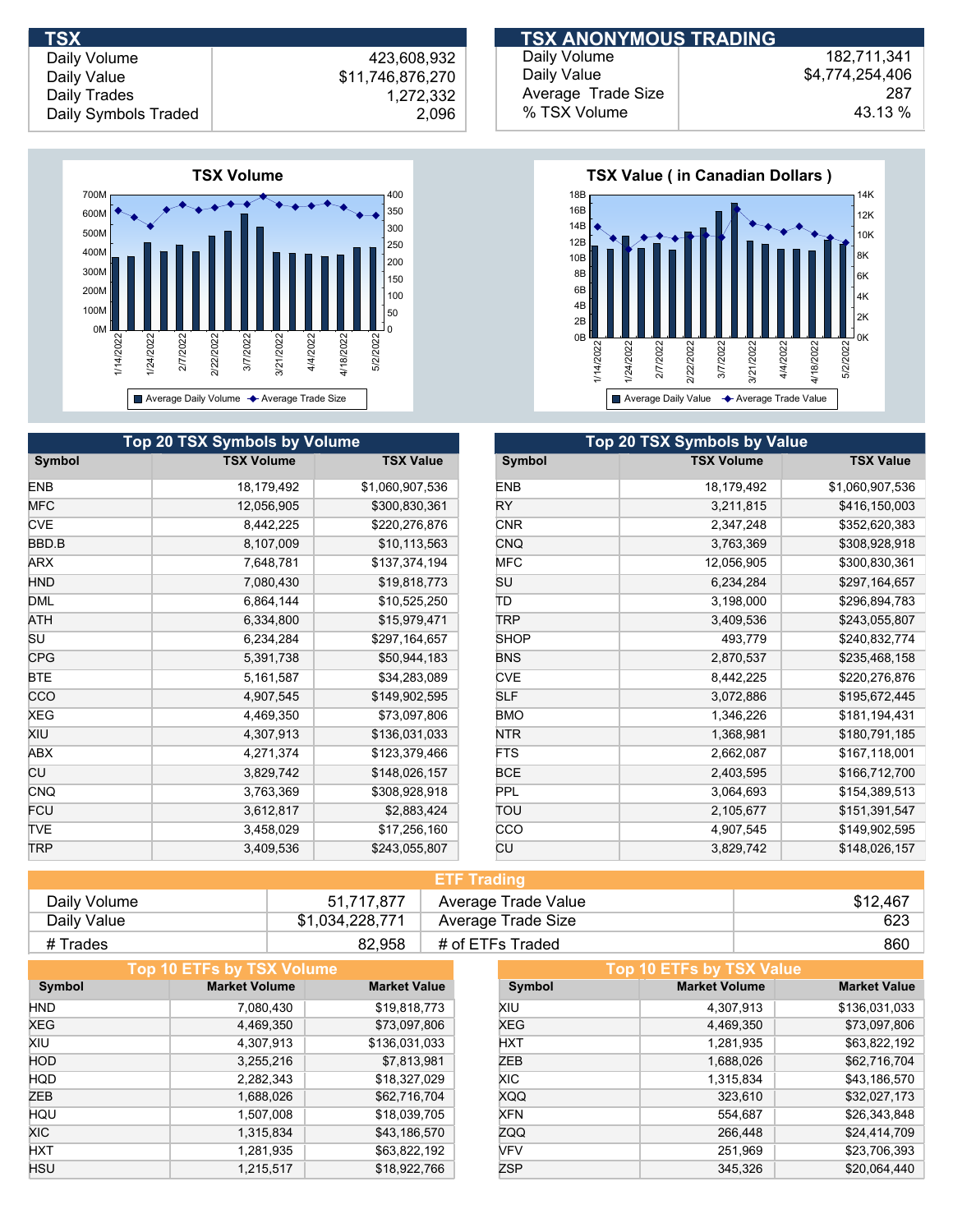## TSX

| | |
|---|---|
| Daily Volume | 423,608,932 |
| Daily Value | $11,746,876,270 |
| Daily Trades | 1,272,332 |
| Daily Symbols Traded | 2,096 |

## TSX ANONYMOUS TRADING

| | |
|---|---|
| Daily Volume | 182,711,341 |
| Daily Value | $4,774,254,406 |
| Average Trade Size | 287 |
| % TSX Volume | 43.13 % |

### TSX Volume

### TSX Value ( in Canadian Dollars )

## Top 20 TSX Symbols by Volume

| Symbol | TSX Volume | TSX Value |
|---|---|---|
| ENB | 18,179,492 | $1,060,907,536 |
| MFC | 12,056,905 | $300,830,361 |
| CVE | 8,442,225 | $220,276,876 |
| BBD.B | 8,107,009 | $10,113,563 |
| ARX | 7,648,781 | $137,374,194 |
| HND | 7,080,430 | $19,818,773 |
| DML | 6,864,144 | $10,525,250 |
| ATH | 6,334,800 | $15,979,471 |
| SU | 6,234,284 | $297,164,657 |
| CPG | 5,391,738 | $50,944,183 |
| BTE | 5,161,587 | $34,283,089 |
| CCO | 4,907,545 | $149,902,595 |
| XEG | 4,469,350 | $73,097,806 |
| XIU | 4,307,913 | $136,031,033 |
| ABX | 4,271,374 | $123,379,466 |
| CU | 3,829,742 | $148,026,157 |
| CNQ | 3,763,369 | $308,928,918 |
| FCU | 3,612,817 | $2,883,424 |
| TVE | 3,458,029 | $17,256,160 |
| TRP | 3,409,536 | $243,055,807 |

## Top 20 TSX Symbols by Value

| Symbol | TSX Volume | TSX Value |
|---|---|---|
| ENB | 18,179,492 | $1,060,907,536 |
| RY | 3,211,815 | $416,150,003 |
| CNR | 2,347,248 | $352,620,383 |
| CNQ | 3,763,369 | $308,928,918 |
| MFC | 12,056,905 | $300,830,361 |
| SU | 6,234,284 | $297,164,657 |
| TD | 3,198,000 | $296,894,783 |
| TRP | 3,409,536 | $243,055,807 |
| SHOP | 493,779 | $240,832,774 |
| BNS | 2,870,537 | $235,468,158 |
| CVE | 8,442,225 | $220,276,876 |
| SLF | 3,072,886 | $195,672,445 |
| BMO | 1,346,226 | $181,194,431 |
| NTR | 1,368,981 | $180,791,185 |
| FTS | 2,662,087 | $167,118,001 |
| BCE | 2,403,595 | $166,712,700 |
| PPL | 3,064,693 | $154,389,513 |
| TOU | 2,105,677 | $151,391,547 |
| CCO | 4,907,545 | $149,902,595 |
| CU | 3,829,742 | $148,026,157 |

## ETF Trading

| | | | |
|---|---|---|---|
| Daily Volume | 51,717,877 | Average Trade Value | $12,467 |
| Daily Value | $1,034,228,771 | Average Trade Size | 623 |
| # Trades | 82,958 | # of ETFs Traded | 860 |

## Top 10 ETFs by TSX Volume

| Symbol | Market Volume | Market Value |
|---|---|---|
| HND | 7,080,430 | $19,818,773 |
| XEG | 4,469,350 | $73,097,806 |
| XIU | 4,307,913 | $136,031,033 |
| HOD | 3,255,216 | $7,813,981 |
| HQD | 2,282,343 | $18,327,029 |
| ZEB | 1,688,026 | $62,716,704 |
| HQU | 1,507,008 | $18,039,705 |
| XIC | 1,315,834 | $43,186,570 |
| HXT | 1,281,935 | $63,822,192 |
| HSU | 1,215,517 | $18,922,766 |

## Top 10 ETFs by TSX Value

| Symbol | Market Volume | Market Value |
|---|---|---|
| XIU | 4,307,913 | $136,031,033 |
| XEG | 4,469,350 | $73,097,806 |
| HXT | 1,281,935 | $63,822,192 |
| ZEB | 1,688,026 | $62,716,704 |
| XIC | 1,315,834 | $43,186,570 |
| XQQ | 323,610 | $32,027,173 |
| XFN | 554,687 | $26,343,848 |
| ZQQ | 266,448 | $24,414,709 |
| VFV | 251,969 | $23,706,393 |
| ZSP | 345,326 | $20,064,440 |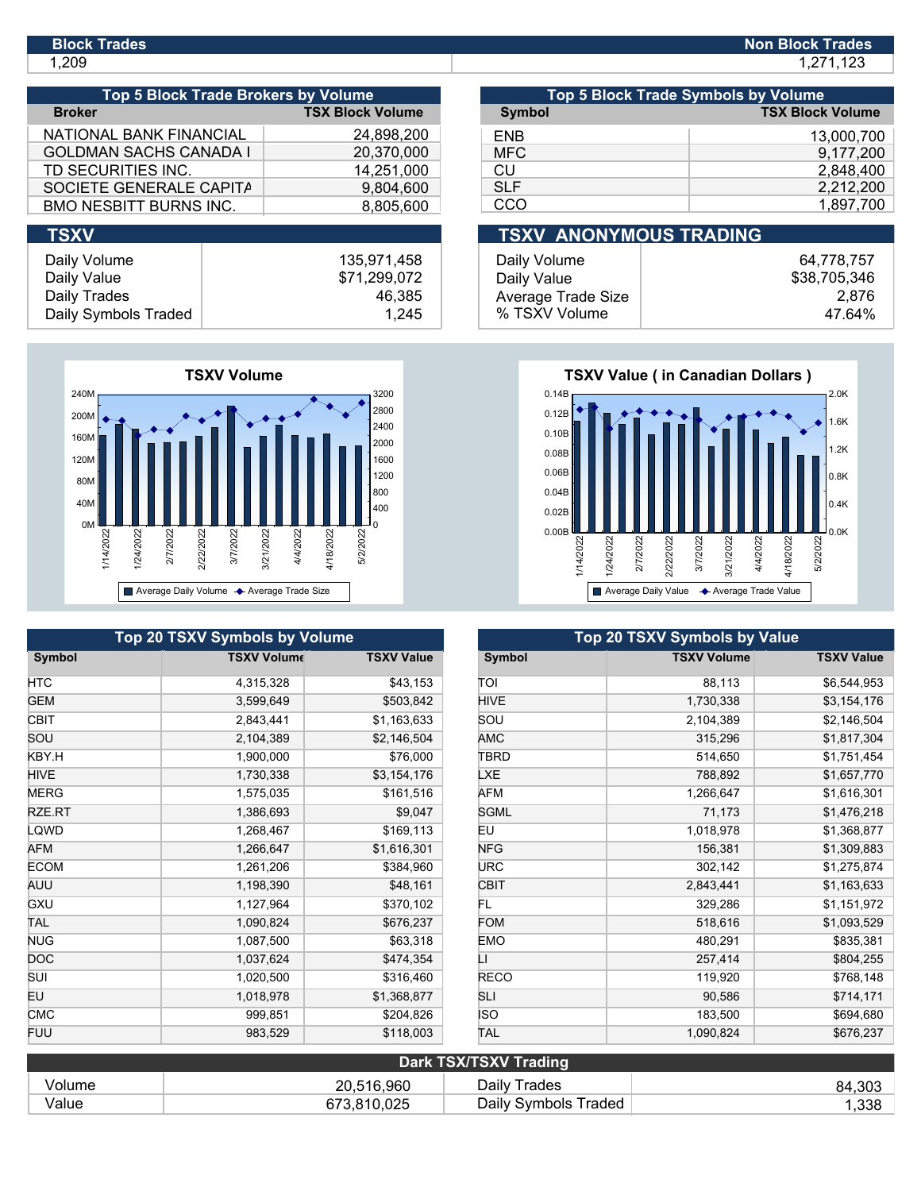| Block Trades | Non Block Trades |
| --- | --- |
| 1,209 | 1,271,123 |

## Top 5 Block Trade Brokers by Volume

| Broker | TSX Block Volume |
| --- | --- |
| NATIONAL BANK FINANCIAL | 24,898,200 |
| GOLDMAN SACHS CANADA I | 20,370,000 |
| TD SECURITIES INC. | 14,251,000 |
| SOCIETE GENERALE CAPITA | 9,804,600 |
| BMO NESBITT BURNS INC. | 8,805,600 |

## Top 5 Block Trade Symbols by Volume

| Symbol | TSX Block Volume |
| --- | --- |
| ENB | 13,000,700 |
| MFC | 9,177,200 |
| CU | 2,848,400 |
| SLF | 2,212,200 |
| CCO | 1,897,700 |

## TSXV

| | |
| --- | --- |
| Daily Volume | 135,971,458 |
| Daily Value | $71,299,072 |
| Daily Trades | 46,385 |
| Daily Symbols Traded | 1,245 |

## TSXV ANONYMOUS TRADING

| | |
| --- | --- |
| Daily Volume | 64,778,757 |
| Daily Value | $38,705,346 |
| Average Trade Size | 2,876 |
| % TSXV Volume | 47.64% |

TSXV Volume

240M 200M 160M 120M 80M 40M 0M

3200 2800 2400 2000 1600 1200 800 400 0

1/14/2022 1/24/2022 2/7/2022 2/22/2022 3/7/2022 3/21/2022 4/4/2022 4/18/2022 5/2/2022

Average Daily Volume | Average Trade Size

TSXV Value ( in Canadian Dollars )

0.14B 0.12B 0.10B 0.08B 0.06B 0.04B 0.02B 0.00B

2.0K 1.6K 1.2K 0.8K 0.4K 0.0K

1/14/2022 1/24/2022 2/7/2022 2/22/2022 3/7/2022 3/21/2022 4/4/2022 4/18/2022 5/2/2022

Average Daily Value | Average Trade Value

## Top 20 TSXV Symbols by Volume

| Symbol | TSXV Volume | TSXV Value |
| --- | --- | --- |
| HTC | 4,315,328 | $43,153 |
| GEM | 3,599,649 | $503,842 |
| CBIT | 2,843,441 | $1,163,633 |
| SOU | 2,104,389 | $2,146,504 |
| KBY.H | 1,900,000 | $76,000 |
| HIVE | 1,730,338 | $3,154,176 |
| MERG | 1,575,035 | $161,516 |
| RZE.RT | 1,386,693 | $9,047 |
| LQWD | 1,268,467 | $169,113 |
| AFM | 1,266,647 | $1,616,301 |
| ECOM | 1,261,206 | $384,960 |
| AUU | 1,198,390 | $48,161 |
| GXU | 1,127,964 | $370,102 |
| TAL | 1,090,824 | $676,237 |
| NUG | 1,087,500 | $63,318 |
| DOC | 1,037,624 | $474,354 |
| SUI | 1,020,500 | $316,460 |
| EU | 1,018,978 | $1,368,877 |
| CMC | 999,851 | $204,826 |
| FUU | 983,529 | $118,003 |

## Top 20 TSXV Symbols by Value

| Symbol | TSXV Volume | TSXV Value |
| --- | --- | --- |
| TOI | 88,113 | $6,544,953 |
| HIVE | 1,730,338 | $3,154,176 |
| SOU | 2,104,389 | $2,146,504 |
| AMC | 315,296 | $1,817,304 |
| TBRD | 514,650 | $1,751,454 |
| LXE | 788,892 | $1,657,770 |
| AFM | 1,266,647 | $1,616,301 |
| SGML | 71,173 | $1,476,218 |
| EU | 1,018,978 | $1,368,877 |
| NFG | 156,381 | $1,309,883 |
| URC | 302,142 | $1,275,874 |
| CBIT | 2,843,441 | $1,163,633 |
| FL | 329,286 | $1,151,972 |
| FOM | 518,616 | $1,093,529 |
| EMO | 480,291 | $835,381 |
| LI | 257,414 | $804,255 |
| RECO | 119,920 | $768,148 |
| SLI | 90,586 | $714,171 |
| ISO | 183,500 | $694,680 |
| TAL | 1,090,824 | $676,237 |

## Dark TSX/TSXV Trading

| | | | |
| --- | --- | --- | --- |
| Volume | 20,516,960 | Daily Trades | 84,303 |
| Value | 673,810,025 | Daily Symbols Traded | 1,338 |